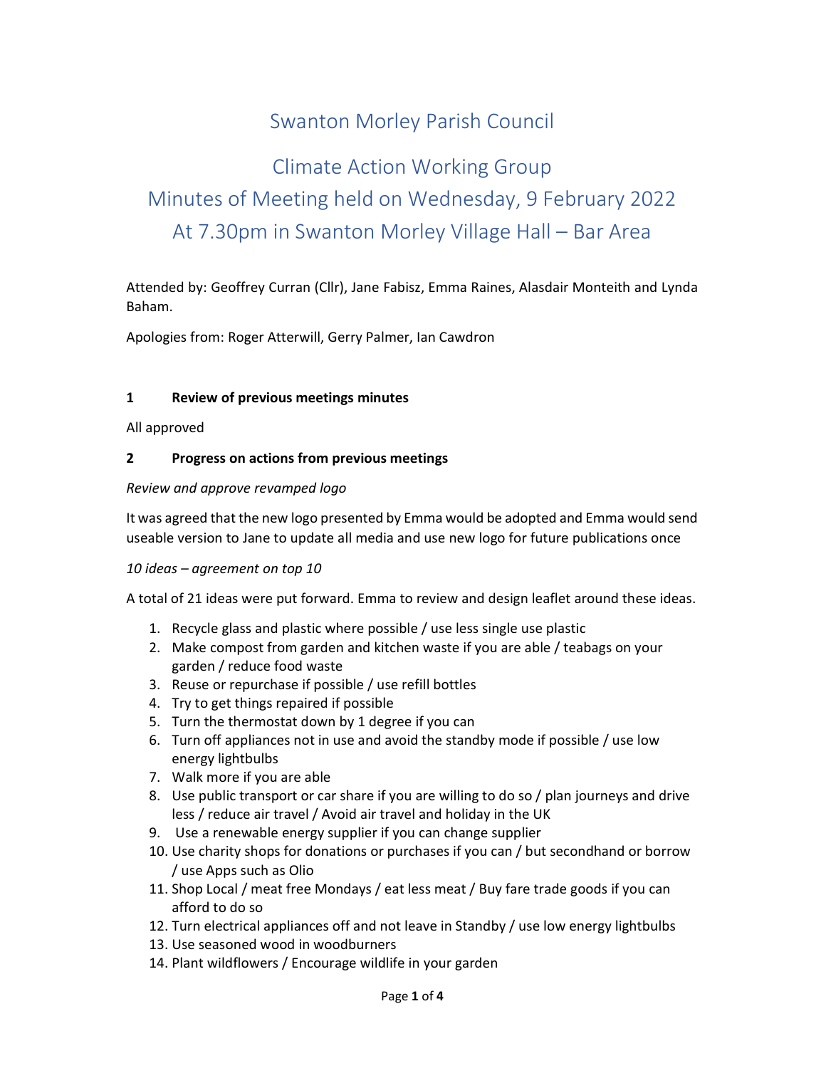# Swanton Morley Parish Council

## Climate Action Working Group
## Minutes of Meeting held on Wednesday, 9 February 2022
## At 7.30pm in Swanton Morley Village Hall – Bar Area

Attended by: Geoffrey Curran (Cllr), Jane Fabisz, Emma Raines, Alasdair Monteith and Lynda Baham.

Apologies from: Roger Atterwill, Gerry Palmer, Ian Cawdron

### 1 Review of previous meetings minutes

All approved

### 2 Progress on actions from previous meetings

*Review and approve revamped logo*

It was agreed that the new logo presented by Emma would be adopted and Emma would send useable version to Jane to update all media and use new logo for future publications once

*10 ideas – agreement on top 10*

A total of 21 ideas were put forward. Emma to review and design leaflet around these ideas.

1. Recycle glass and plastic where possible / use less single use plastic
2. Make compost from garden and kitchen waste if you are able / teabags on your garden / reduce food waste
3. Reuse or repurchase if possible / use refill bottles
4. Try to get things repaired if possible
5. Turn the thermostat down by 1 degree if you can
6. Turn off appliances not in use and avoid the standby mode if possible / use low energy lightbulbs
7. Walk more if you are able
8. Use public transport or car share if you are willing to do so / plan journeys and drive less / reduce air travel / Avoid air travel and holiday in the UK
9. Use a renewable energy supplier if you can change supplier
10. Use charity shops for donations or purchases if you can / but secondhand or borrow / use Apps such as Olio
11. Shop Local / meat free Mondays / eat less meat / Buy fare trade goods if you can afford to do so
12. Turn electrical appliances off and not leave in Standby / use low energy lightbulbs
13. Use seasoned wood in woodburners
14. Plant wildflowers / Encourage wildlife in your garden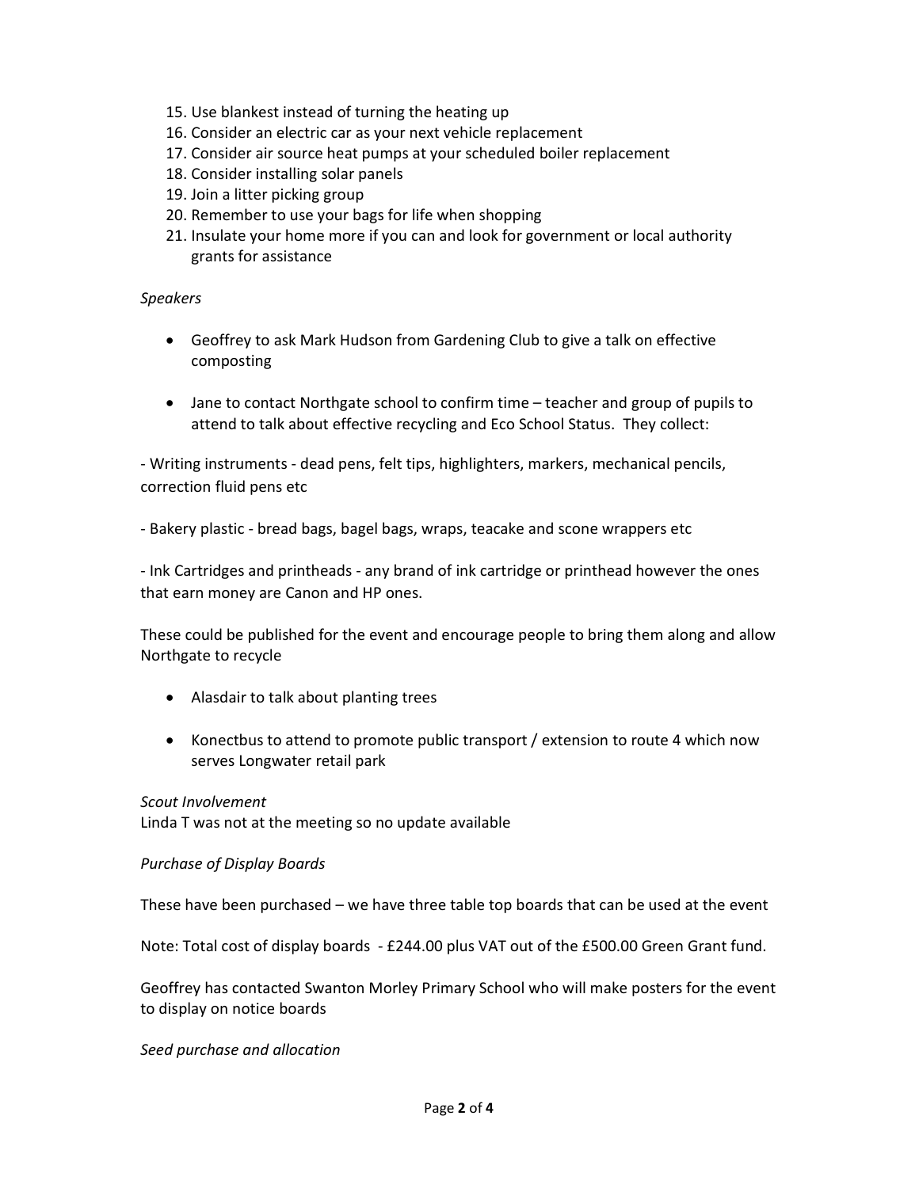15. Use blankest instead of turning the heating up
16. Consider an electric car as your next vehicle replacement
17. Consider air source heat pumps at your scheduled boiler replacement
18. Consider installing solar panels
19. Join a litter picking group
20. Remember to use your bags for life when shopping
21. Insulate your home more if you can and look for government or local authority grants for assistance

*Speakers*

- Geoffrey to ask Mark Hudson from Gardening Club to give a talk on effective composting
- Jane to contact Northgate school to confirm time – teacher and group of pupils to attend to talk about effective recycling and Eco School Status. They collect:

- Writing instruments - dead pens, felt tips, highlighters, markers, mechanical pencils, correction fluid pens etc

- Bakery plastic - bread bags, bagel bags, wraps, teacake and scone wrappers etc

- Ink Cartridges and printheads - any brand of ink cartridge or printhead however the ones that earn money are Canon and HP ones.

These could be published for the event and encourage people to bring them along and allow Northgate to recycle

- Alasdair to talk about planting trees
- Konectbus to attend to promote public transport / extension to route 4 which now serves Longwater retail park

*Scout Involvement*
Linda T was not at the meeting so no update available

*Purchase of Display Boards*

These have been purchased – we have three table top boards that can be used at the event

Note: Total cost of display boards - £244.00 plus VAT out of the £500.00 Green Grant fund.

Geoffrey has contacted Swanton Morley Primary School who will make posters for the event to display on notice boards

*Seed purchase and allocation*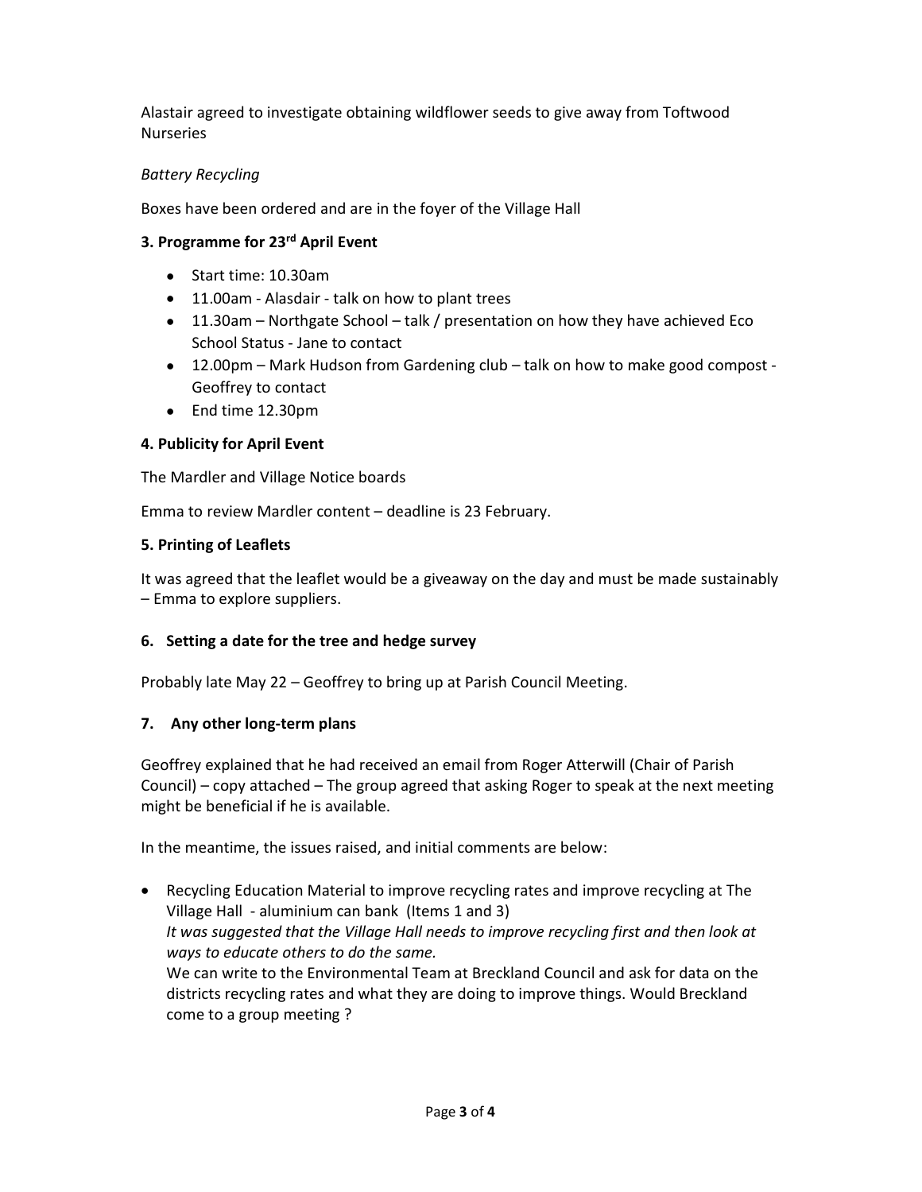Alastair agreed to investigate obtaining wildflower seeds to give away from Toftwood Nurseries

*Battery Recycling*

Boxes have been ordered and are in the foyer of the Village Hall

**3. Programme for 23rd April Event**

- Start time: 10.30am
- 11.00am - Alasdair - talk on how to plant trees
- 11.30am – Northgate School – talk / presentation on how they have achieved Eco School Status - Jane to contact
- 12.00pm – Mark Hudson from Gardening club – talk on how to make good compost - Geoffrey to contact
- End time 12.30pm

**4. Publicity for April Event**

The Mardler and Village Notice boards

Emma to review Mardler content – deadline is 23 February.

**5. Printing of Leaflets**

It was agreed that the leaflet would be a giveaway on the day and must be made sustainably – Emma to explore suppliers.

**6. Setting a date for the tree and hedge survey**

Probably late May 22 – Geoffrey to bring up at Parish Council Meeting.

**7. Any other long-term plans**

Geoffrey explained that he had received an email from Roger Atterwill (Chair of Parish Council) – copy attached – The group agreed that asking Roger to speak at the next meeting might be beneficial if he is available.

In the meantime, the issues raised, and initial comments are below:

- Recycling Education Material to improve recycling rates and improve recycling at The Village Hall - aluminium can bank (Items 1 and 3)
  *It was suggested that the Village Hall needs to improve recycling first and then look at ways to educate others to do the same.*
  We can write to the Environmental Team at Breckland Council and ask for data on the districts recycling rates and what they are doing to improve things. Would Breckland come to a group meeting ?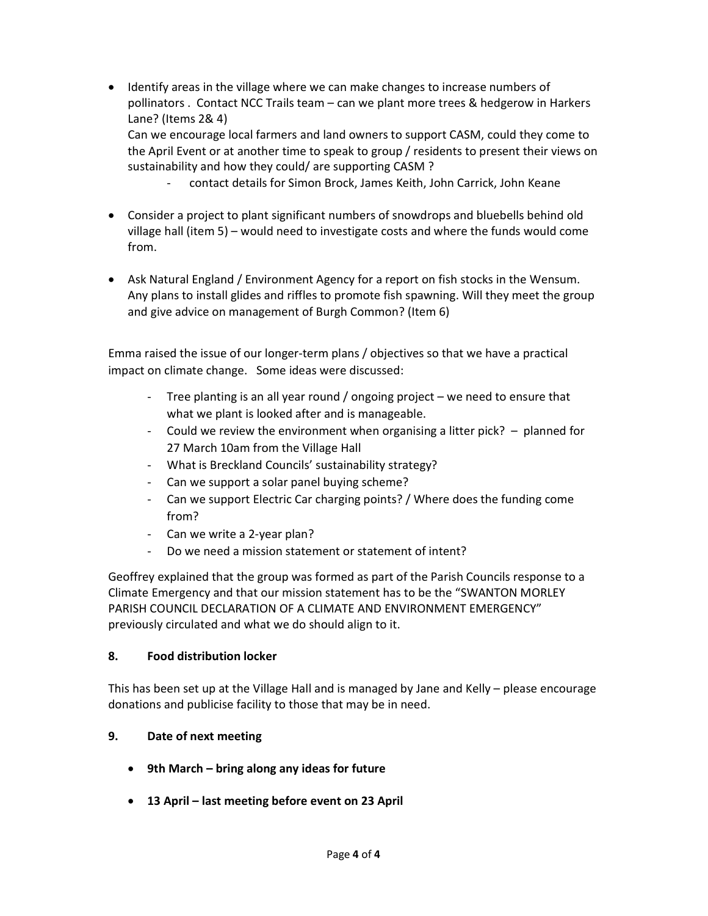- Identify areas in the village where we can make changes to increase numbers of pollinators . Contact NCC Trails team – can we plant more trees & hedgerow in Harkers Lane? (Items 2& 4)
  Can we encourage local farmers and land owners to support CASM, could they come to the April Event or at another time to speak to group / residents to present their views on sustainability and how they could/ are supporting CASM ?
    - contact details for Simon Brock, James Keith, John Carrick, John Keane

- Consider a project to plant significant numbers of snowdrops and bluebells behind old village hall (item 5) – would need to investigate costs and where the funds would come from.

- Ask Natural England / Environment Agency for a report on fish stocks in the Wensum. Any plans to install glides and riffles to promote fish spawning. Will they meet the group and give advice on management of Burgh Common? (Item 6)

Emma raised the issue of our longer-term plans / objectives so that we have a practical impact on climate change. Some ideas were discussed:

- Tree planting is an all year round / ongoing project – we need to ensure that what we plant is looked after and is manageable.
- Could we review the environment when organising a litter pick? – planned for 27 March 10am from the Village Hall
- What is Breckland Councils' sustainability strategy?
- Can we support a solar panel buying scheme?
- Can we support Electric Car charging points? / Where does the funding come from?
- Can we write a 2-year plan?
- Do we need a mission statement or statement of intent?

Geoffrey explained that the group was formed as part of the Parish Councils response to a Climate Emergency and that our mission statement has to be the "SWANTON MORLEY PARISH COUNCIL DECLARATION OF A CLIMATE AND ENVIRONMENT EMERGENCY" previously circulated and what we do should align to it.

**8. Food distribution locker**

This has been set up at the Village Hall and is managed by Jane and Kelly – please encourage donations and publicise facility to those that may be in need.

**9. Date of next meeting**

- **9th March – bring along any ideas for future**

- **13 April – last meeting before event on 23 April**